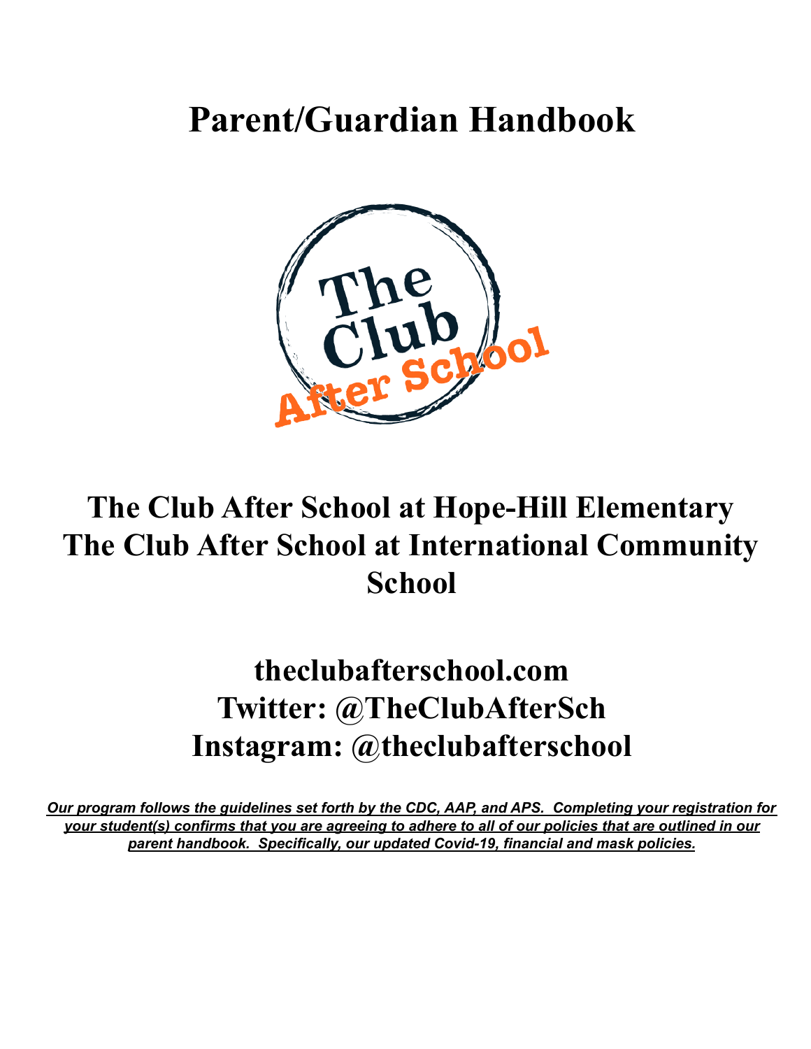# Parent/Guardian Handbook

## The Club After School at Hope-Hill Elementary
## The Club After School at International Community School

## theclubafterschool.com
## Twitter: @TheClubAfterSch
## Instagram: @theclubafterschool

***Our program follows the guidelines set forth by the CDC, AAP, and APS. Completing your registration for your student(s) confirms that you are agreeing to adhere to all of our policies that are outlined in our parent handbook. Specifically, our updated Covid-19, financial and mask policies.***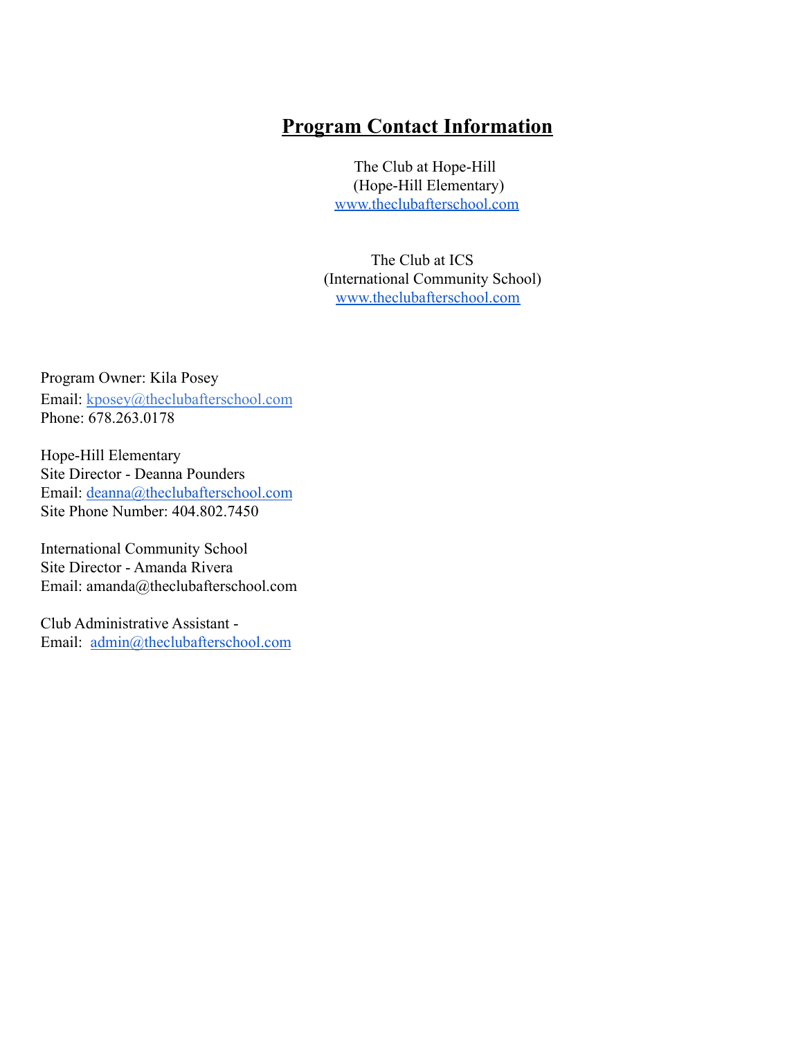# Program Contact Information

The Club at Hope-Hill
(Hope-Hill Elementary)
www.theclubafterschool.com

The Club at ICS
(International Community School)
www.theclubafterschool.com

Program Owner: Kila Posey
Email: kposey@theclubafterschool.com
Phone: 678.263.0178

Hope-Hill Elementary
Site Director - Deanna Pounders
Email: deanna@theclubafterschool.com
Site Phone Number: 404.802.7450

International Community School
Site Director - Amanda Rivera
Email: amanda@theclubafterschool.com

Club Administrative Assistant -
Email: admin@theclubafterschool.com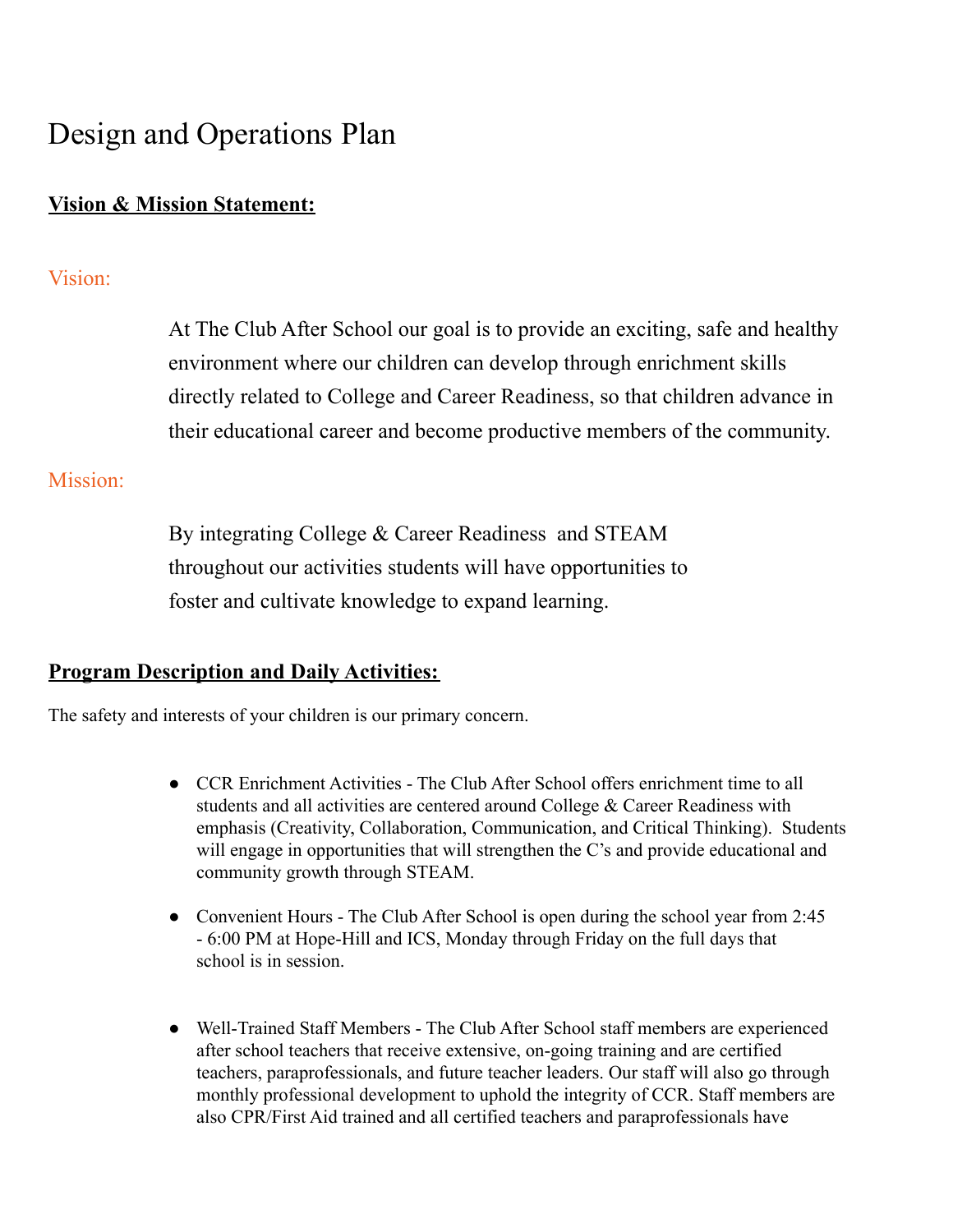# Design and Operations Plan

## Vision & Mission Statement:

### Vision:

At The Club After School our goal is to provide an exciting, safe and healthy environment where our children can develop through enrichment skills directly related to College and Career Readiness, so that children advance in their educational career and become productive members of the community.

### Mission:

By integrating College & Career Readiness and STEAM throughout our activities students will have opportunities to foster and cultivate knowledge to expand learning.

## Program Description and Daily Activities:

The safety and interests of your children is our primary concern.

- CCR Enrichment Activities - The Club After School offers enrichment time to all students and all activities are centered around College & Career Readiness with emphasis (Creativity, Collaboration, Communication, and Critical Thinking). Students will engage in opportunities that will strengthen the C's and provide educational and community growth through STEAM.

- Convenient Hours - The Club After School is open during the school year from 2:45 - 6:00 PM at Hope-Hill and ICS, Monday through Friday on the full days that school is in session.

- Well-Trained Staff Members - The Club After School staff members are experienced after school teachers that receive extensive, on-going training and are certified teachers, paraprofessionals, and future teacher leaders. Our staff will also go through monthly professional development to uphold the integrity of CCR. Staff members are also CPR/First Aid trained and all certified teachers and paraprofessionals have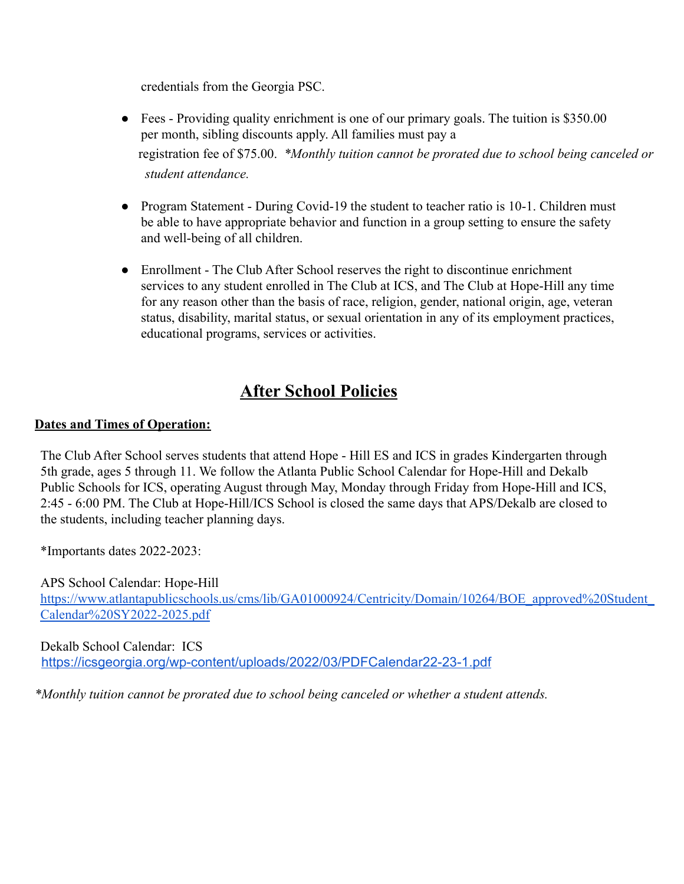credentials from the Georgia PSC.

- Fees - Providing quality enrichment is one of our primary goals. The tuition is $350.00 per month, sibling discounts apply. All families must pay a registration fee of $75.00. *\*Monthly tuition cannot be prorated due to school being canceled or student attendance.*

- Program Statement - During Covid-19 the student to teacher ratio is 10-1. Children must be able to have appropriate behavior and function in a group setting to ensure the safety and well-being of all children.

- Enrollment - The Club After School reserves the right to discontinue enrichment services to any student enrolled in The Club at ICS, and The Club at Hope-Hill any time for any reason other than the basis of race, religion, gender, national origin, age, veteran status, disability, marital status, or sexual orientation in any of its employment practices, educational programs, services or activities.

# After School Policies

**Dates and Times of Operation:**

The Club After School serves students that attend Hope - Hill ES and ICS in grades Kindergarten through 5th grade, ages 5 through 11. We follow the Atlanta Public School Calendar for Hope-Hill and Dekalb Public Schools for ICS, operating August through May, Monday through Friday from Hope-Hill and ICS, 2:45 - 6:00 PM. The Club at Hope-Hill/ICS School is closed the same days that APS/Dekalb are closed to the students, including teacher planning days.

*Importants dates 2022-2023:

APS School Calendar: Hope-Hill
https://www.atlantapublicschools.us/cms/lib/GA01000924/Centricity/Domain/10264/BOE_approved%20Student_Calendar%20SY2022-2025.pdf

Dekalb School Calendar: ICS
https://icsgeorgia.org/wp-content/uploads/2022/03/PDFCalendar22-23-1.pdf

*\*Monthly tuition cannot be prorated due to school being canceled or whether a student attends.*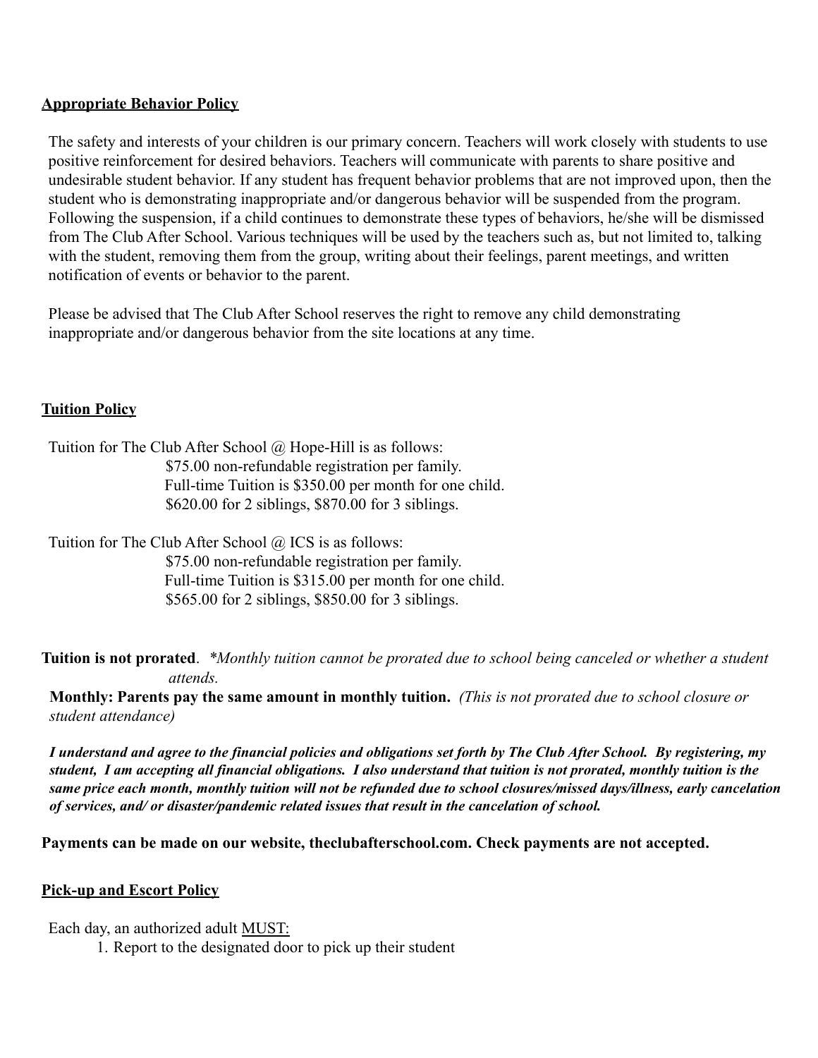## Appropriate Behavior Policy

The safety and interests of your children is our primary concern. Teachers will work closely with students to use positive reinforcement for desired behaviors. Teachers will communicate with parents to share positive and undesirable student behavior. If any student has frequent behavior problems that are not improved upon, then the student who is demonstrating inappropriate and/or dangerous behavior will be suspended from the program. Following the suspension, if a child continues to demonstrate these types of behaviors, he/she will be dismissed from The Club After School. Various techniques will be used by the teachers such as, but not limited to, talking with the student, removing them from the group, writing about their feelings, parent meetings, and written notification of events or behavior to the parent.

Please be advised that The Club After School reserves the right to remove any child demonstrating inappropriate and/or dangerous behavior from the site locations at any time.

## Tuition Policy

Tuition for The Club After School @ Hope-Hill is as follows:

$75.00 non-refundable registration per family.
Full-time Tuition is $350.00 per month for one child.
$620.00 for 2 siblings, $870.00 for 3 siblings.

Tuition for The Club After School @ ICS is as follows:

$75.00 non-refundable registration per family.
Full-time Tuition is $315.00 per month for one child.
$565.00 for 2 siblings, $850.00 for 3 siblings.

**Tuition is not prorated**. *\*Monthly tuition cannot be prorated due to school being canceled or whether a student attends.*

**Monthly: Parents pay the same amount in monthly tuition.** *(This is not prorated due to school closure or student attendance)*

***I understand and agree to the financial policies and obligations set forth by The Club After School. By registering, my student, I am accepting all financial obligations. I also understand that tuition is not prorated, monthly tuition is the same price each month, monthly tuition will not be refunded due to school closures/missed days/illness, early cancelation of services, and/ or disaster/pandemic related issues that result in the cancelation of school.***

**Payments can be made on our website, theclubafterschool.com. Check payments are not accepted.**

## Pick-up and Escort Policy

Each day, an authorized adult MUST:

1. Report to the designated door to pick up their student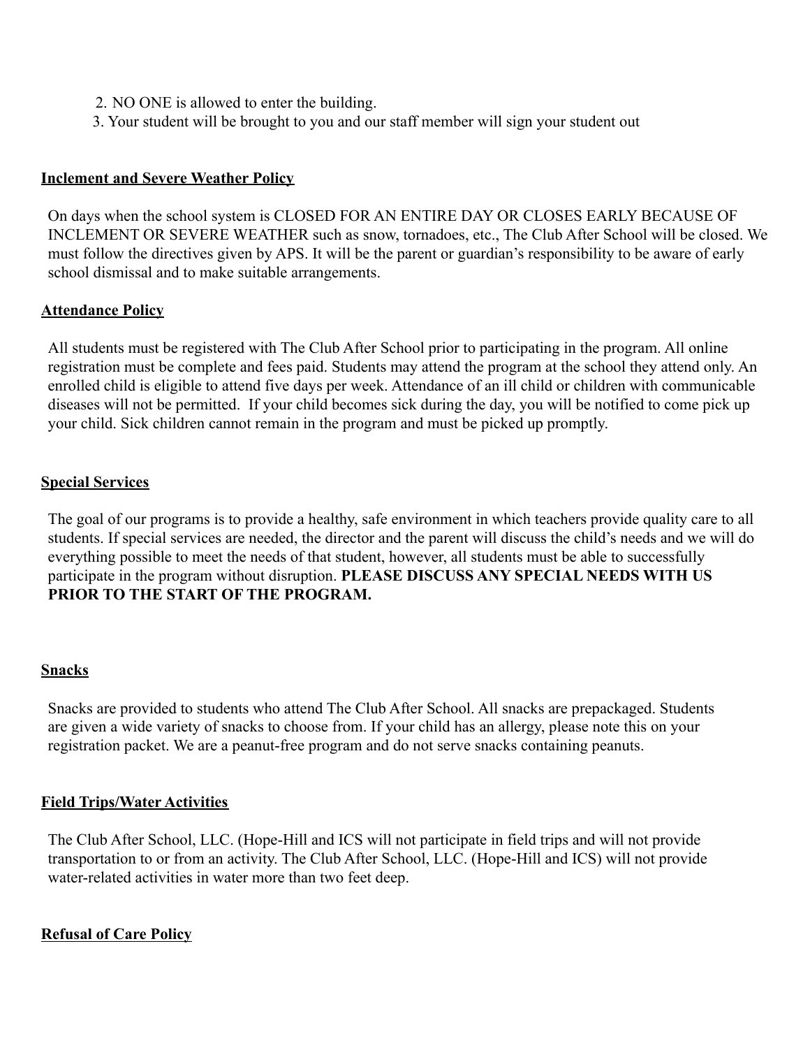2. NO ONE is allowed to enter the building.
3. Your student will be brought to you and our staff member will sign your student out

**Inclement and Severe Weather Policy**

On days when the school system is CLOSED FOR AN ENTIRE DAY OR CLOSES EARLY BECAUSE OF INCLEMENT OR SEVERE WEATHER such as snow, tornadoes, etc., The Club After School will be closed. We must follow the directives given by APS. It will be the parent or guardian's responsibility to be aware of early school dismissal and to make suitable arrangements.

**Attendance Policy**

All students must be registered with The Club After School prior to participating in the program. All online registration must be complete and fees paid. Students may attend the program at the school they attend only. An enrolled child is eligible to attend five days per week. Attendance of an ill child or children with communicable diseases will not be permitted. If your child becomes sick during the day, you will be notified to come pick up your child. Sick children cannot remain in the program and must be picked up promptly.

**Special Services**

The goal of our programs is to provide a healthy, safe environment in which teachers provide quality care to all students. If special services are needed, the director and the parent will discuss the child's needs and we will do everything possible to meet the needs of that student, however, all students must be able to successfully participate in the program without disruption. **PLEASE DISCUSS ANY SPECIAL NEEDS WITH US PRIOR TO THE START OF THE PROGRAM.**

**Snacks**

Snacks are provided to students who attend The Club After School. All snacks are prepackaged. Students are given a wide variety of snacks to choose from. If your child has an allergy, please note this on your registration packet. We are a peanut-free program and do not serve snacks containing peanuts.

**Field Trips/Water Activities**

The Club After School, LLC. (Hope-Hill and ICS will not participate in field trips and will not provide transportation to or from an activity. The Club After School, LLC. (Hope-Hill and ICS) will not provide water-related activities in water more than two feet deep.

**Refusal of Care Policy**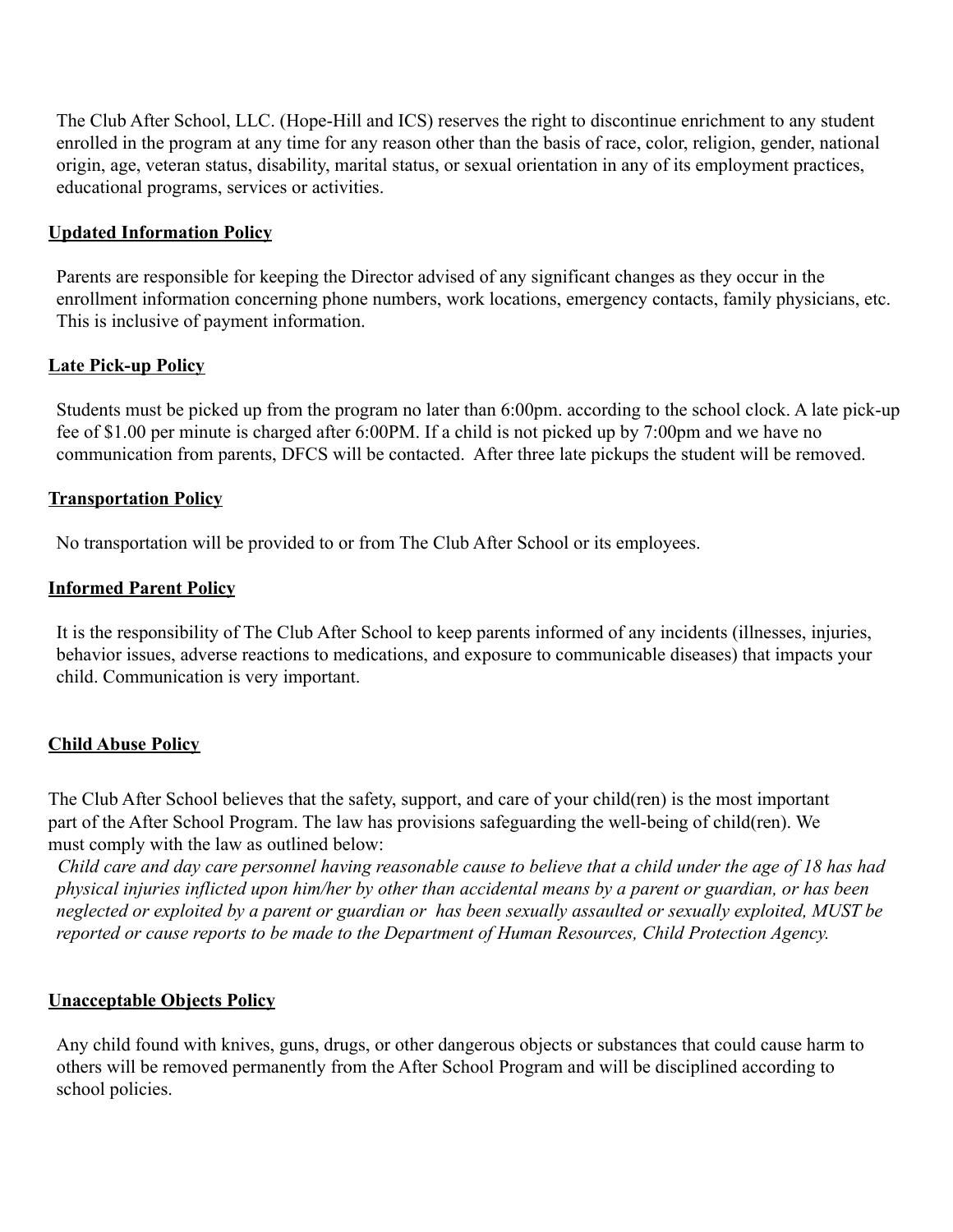The Club After School, LLC. (Hope-Hill and ICS) reserves the right to discontinue enrichment to any student enrolled in the program at any time for any reason other than the basis of race, color, religion, gender, national origin, age, veteran status, disability, marital status, or sexual orientation in any of its employment practices, educational programs, services or activities.

**Updated Information Policy**

Parents are responsible for keeping the Director advised of any significant changes as they occur in the enrollment information concerning phone numbers, work locations, emergency contacts, family physicians, etc. This is inclusive of payment information.

**Late Pick-up Policy**

Students must be picked up from the program no later than 6:00pm. according to the school clock. A late pick-up fee of $1.00 per minute is charged after 6:00PM. If a child is not picked up by 7:00pm and we have no communication from parents, DFCS will be contacted. After three late pickups the student will be removed.

**Transportation Policy**

No transportation will be provided to or from The Club After School or its employees.

**Informed Parent Policy**

It is the responsibility of The Club After School to keep parents informed of any incidents (illnesses, injuries, behavior issues, adverse reactions to medications, and exposure to communicable diseases) that impacts your child. Communication is very important.

**Child Abuse Policy**

The Club After School believes that the safety, support, and care of your child(ren) is the most important part of the After School Program. The law has provisions safeguarding the well-being of child(ren). We must comply with the law as outlined below:

*Child care and day care personnel having reasonable cause to believe that a child under the age of 18 has had physical injuries inflicted upon him/her by other than accidental means by a parent or guardian, or has been neglected or exploited by a parent or guardian or has been sexually assaulted or sexually exploited, MUST be reported or cause reports to be made to the Department of Human Resources, Child Protection Agency.*

**Unacceptable Objects Policy**

Any child found with knives, guns, drugs, or other dangerous objects or substances that could cause harm to others will be removed permanently from the After School Program and will be disciplined according to school policies.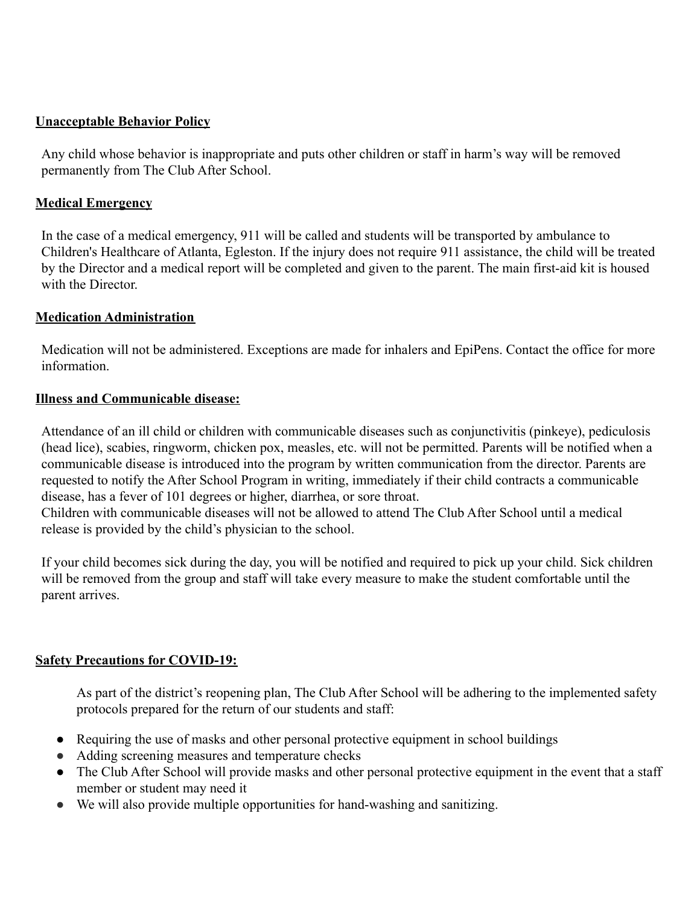## Unacceptable Behavior Policy

Any child whose behavior is inappropriate and puts other children or staff in harm's way will be removed permanently from The Club After School.

## Medical Emergency

In the case of a medical emergency, 911 will be called and students will be transported by ambulance to Children's Healthcare of Atlanta, Egleston. If the injury does not require 911 assistance, the child will be treated by the Director and a medical report will be completed and given to the parent. The main first-aid kit is housed with the Director.

## Medication Administration

Medication will not be administered. Exceptions are made for inhalers and EpiPens. Contact the office for more information.

## Illness and Communicable disease:

Attendance of an ill child or children with communicable diseases such as conjunctivitis (pinkeye), pediculosis (head lice), scabies, ringworm, chicken pox, measles, etc. will not be permitted. Parents will be notified when a communicable disease is introduced into the program by written communication from the director. Parents are requested to notify the After School Program in writing, immediately if their child contracts a communicable disease, has a fever of 101 degrees or higher, diarrhea, or sore throat.
Children with communicable diseases will not be allowed to attend The Club After School until a medical release is provided by the child's physician to the school.

If your child becomes sick during the day, you will be notified and required to pick up your child. Sick children will be removed from the group and staff will take every measure to make the student comfortable until the parent arrives.

## Safety Precautions for COVID-19:

As part of the district's reopening plan, The Club After School will be adhering to the implemented safety protocols prepared for the return of our students and staff:

- Requiring the use of masks and other personal protective equipment in school buildings
- Adding screening measures and temperature checks
- The Club After School will provide masks and other personal protective equipment in the event that a staff member or student may need it
- We will also provide multiple opportunities for hand-washing and sanitizing.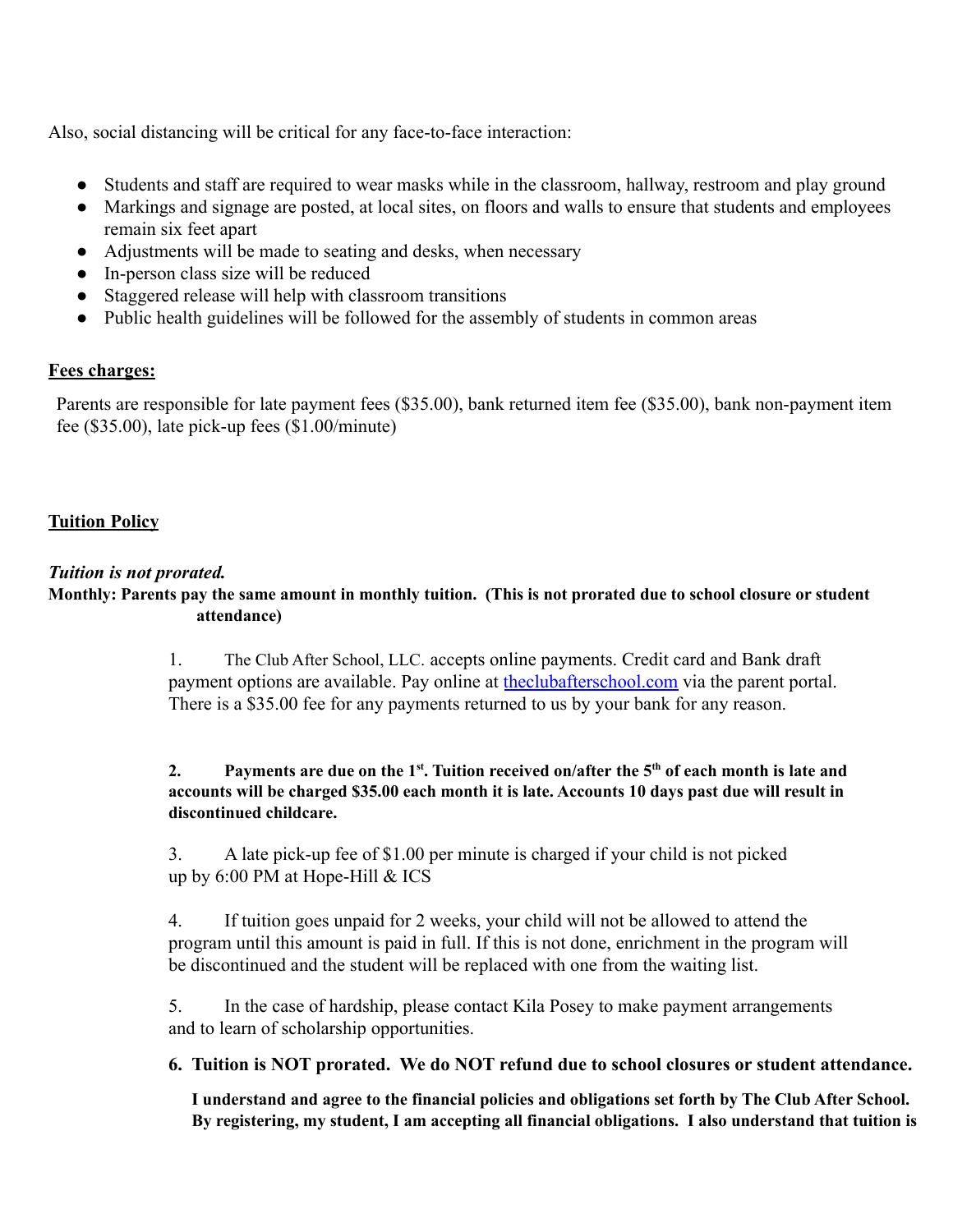Also, social distancing will be critical for any face-to-face interaction:

- Students and staff are required to wear masks while in the classroom, hallway, restroom and play ground
- Markings and signage are posted, at local sites, on floors and walls to ensure that students and employees remain six feet apart
- Adjustments will be made to seating and desks, when necessary
- In-person class size will be reduced
- Staggered release will help with classroom transitions
- Public health guidelines will be followed for the assembly of students in common areas

**Fees charges:**

Parents are responsible for late payment fees ($35.00), bank returned item fee ($35.00), bank non-payment item fee ($35.00), late pick-up fees ($1.00/minute)

**Tuition Policy**

***Tuition is not prorated.***

**Monthly: Parents pay the same amount in monthly tuition. (This is not prorated due to school closure or student attendance)**

1. The Club After School, LLC. accepts online payments. Credit card and Bank draft payment options are available. Pay online at theclubafterschool.com via the parent portal. There is a $35.00 fee for any payments returned to us by your bank for any reason.

2. **Payments are due on the 1st. Tuition received on/after the 5th of each month is late and accounts will be charged $35.00 each month it is late. Accounts 10 days past due will result in discontinued childcare.**

3. A late pick-up fee of $1.00 per minute is charged if your child is not picked up by 6:00 PM at Hope-Hill & ICS

4. If tuition goes unpaid for 2 weeks, your child will not be allowed to attend the program until this amount is paid in full. If this is not done, enrichment in the program will be discontinued and the student will be replaced with one from the waiting list.

5. In the case of hardship, please contact Kila Posey to make payment arrangements and to learn of scholarship opportunities.

6. **Tuition is NOT prorated. We do NOT refund due to school closures or student attendance.**

**I understand and agree to the financial policies and obligations set forth by The Club After School. By registering, my student, I am accepting all financial obligations. I also understand that tuition is**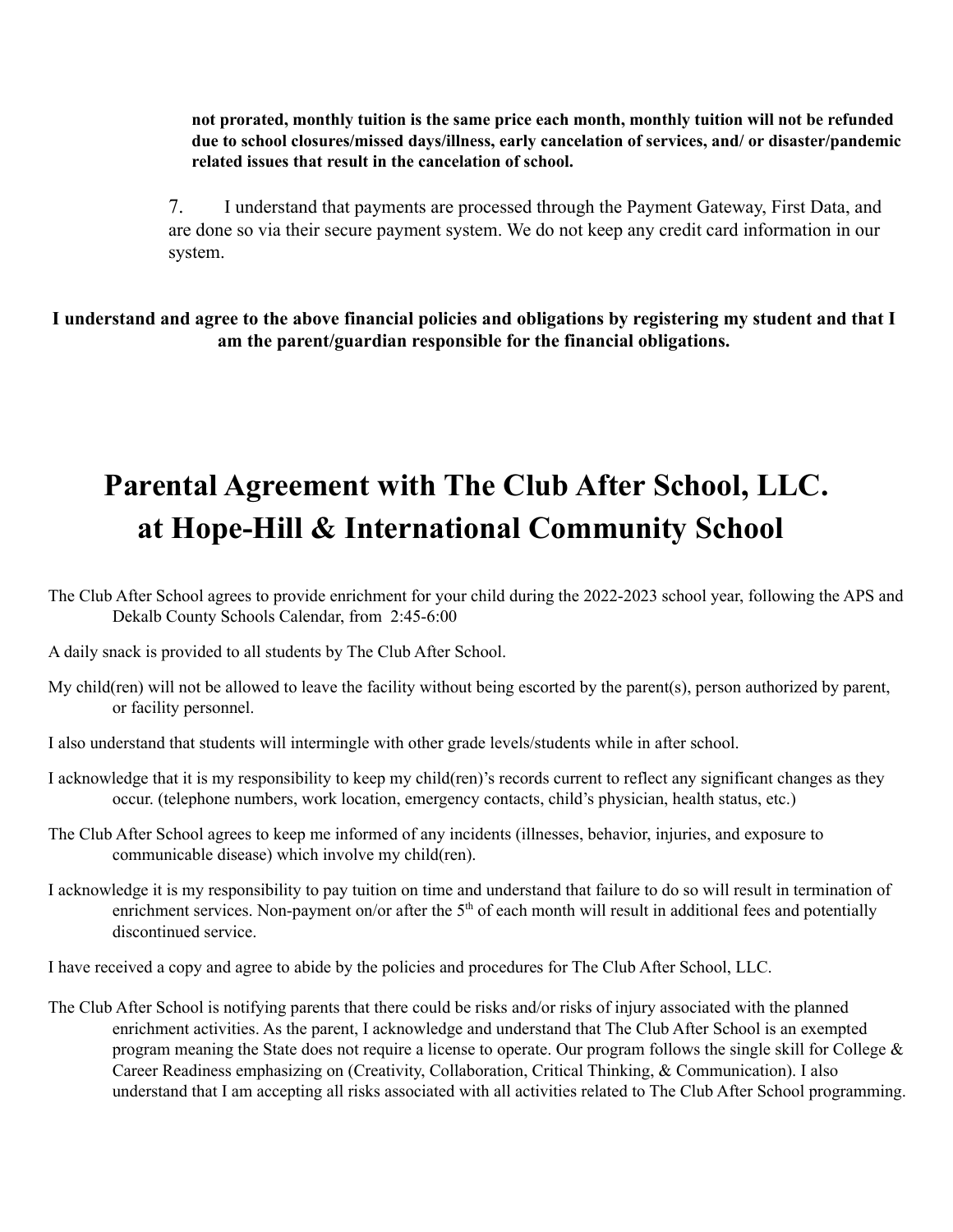**not prorated, monthly tuition is the same price each month, monthly tuition will not be refunded due to school closures/missed days/illness, early cancelation of services, and/ or disaster/pandemic related issues that result in the cancelation of school.**

7. I understand that payments are processed through the Payment Gateway, First Data, and are done so via their secure payment system. We do not keep any credit card information in our system.

**I understand and agree to the above financial policies and obligations by registering my student and that I am the parent/guardian responsible for the financial obligations.**

# Parental Agreement with The Club After School, LLC. at Hope-Hill & International Community School

The Club After School agrees to provide enrichment for your child during the 2022-2023 school year, following the APS and Dekalb County Schools Calendar, from 2:45-6:00

A daily snack is provided to all students by The Club After School.

My child(ren) will not be allowed to leave the facility without being escorted by the parent(s), person authorized by parent, or facility personnel.

I also understand that students will intermingle with other grade levels/students while in after school.

I acknowledge that it is my responsibility to keep my child(ren)'s records current to reflect any significant changes as they occur. (telephone numbers, work location, emergency contacts, child's physician, health status, etc.)

The Club After School agrees to keep me informed of any incidents (illnesses, behavior, injuries, and exposure to communicable disease) which involve my child(ren).

I acknowledge it is my responsibility to pay tuition on time and understand that failure to do so will result in termination of enrichment services. Non-payment on/or after the 5th of each month will result in additional fees and potentially discontinued service.

I have received a copy and agree to abide by the policies and procedures for The Club After School, LLC.

The Club After School is notifying parents that there could be risks and/or risks of injury associated with the planned enrichment activities. As the parent, I acknowledge and understand that The Club After School is an exempted program meaning the State does not require a license to operate. Our program follows the single skill for College & Career Readiness emphasizing on (Creativity, Collaboration, Critical Thinking, & Communication). I also understand that I am accepting all risks associated with all activities related to The Club After School programming.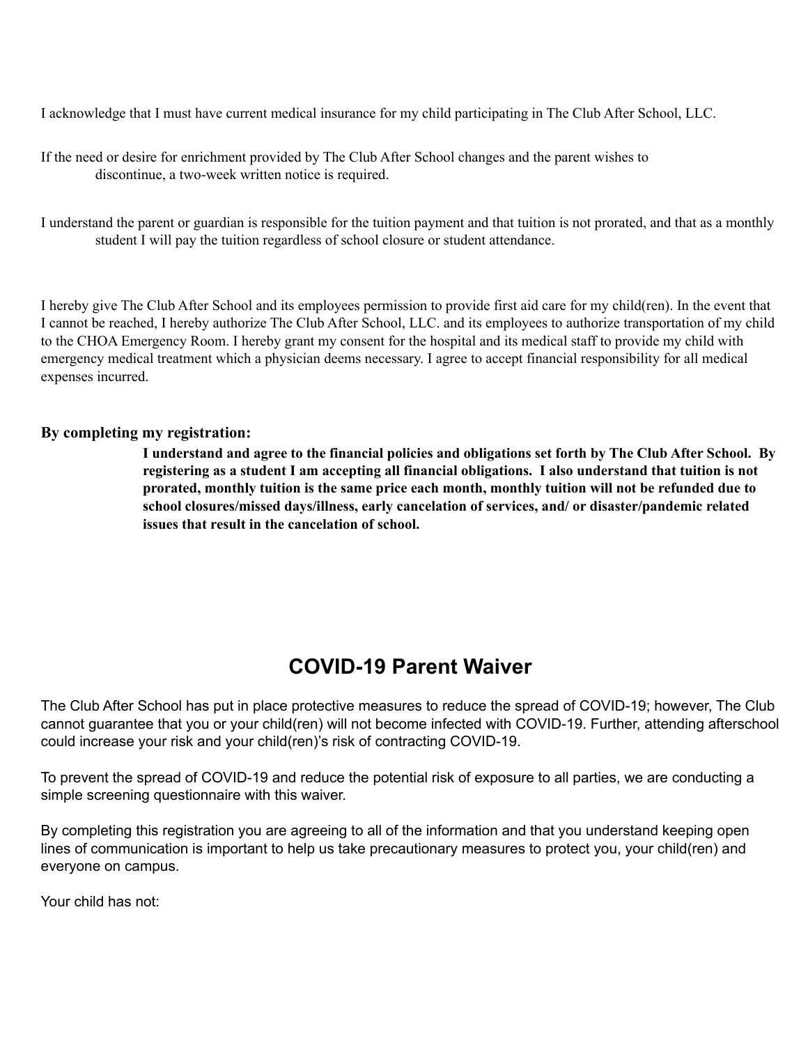I acknowledge that I must have current medical insurance for my child participating in The Club After School, LLC.

If the need or desire for enrichment provided by The Club After School changes and the parent wishes to discontinue, a two-week written notice is required.

I understand the parent or guardian is responsible for the tuition payment and that tuition is not prorated, and that as a monthly student I will pay the tuition regardless of school closure or student attendance.

I hereby give The Club After School and its employees permission to provide first aid care for my child(ren). In the event that I cannot be reached, I hereby authorize The Club After School, LLC. and its employees to authorize transportation of my child to the CHOA Emergency Room. I hereby grant my consent for the hospital and its medical staff to provide my child with emergency medical treatment which a physician deems necessary. I agree to accept financial responsibility for all medical expenses incurred.

**By completing my registration:**

**I understand and agree to the financial policies and obligations set forth by The Club After School. By registering as a student I am accepting all financial obligations. I also understand that tuition is not prorated, monthly tuition is the same price each month, monthly tuition will not be refunded due to school closures/missed days/illness, early cancelation of services, and/ or disaster/pandemic related issues that result in the cancelation of school.**

# COVID-19 Parent Waiver

The Club After School has put in place protective measures to reduce the spread of COVID-19; however, The Club cannot guarantee that you or your child(ren) will not become infected with COVID-19. Further, attending afterschool could increase your risk and your child(ren)'s risk of contracting COVID-19.

To prevent the spread of COVID-19 and reduce the potential risk of exposure to all parties, we are conducting a simple screening questionnaire with this waiver.

By completing this registration you are agreeing to all of the information and that you understand keeping open lines of communication is important to help us take precautionary measures to protect you, your child(ren) and everyone on campus.

Your child has not: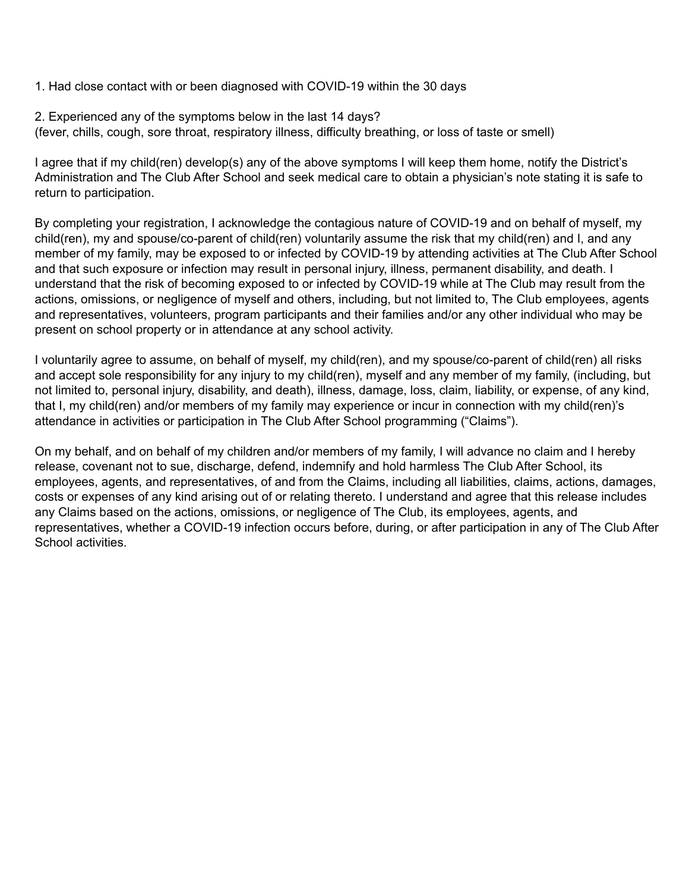1. Had close contact with or been diagnosed with COVID-19 within the 30 days

2. Experienced any of the symptoms below in the last 14 days?
(fever, chills, cough, sore throat, respiratory illness, difficulty breathing, or loss of taste or smell)

I agree that if my child(ren) develop(s) any of the above symptoms I will keep them home, notify the District's Administration and The Club After School and seek medical care to obtain a physician's note stating it is safe to return to participation.

By completing your registration, I acknowledge the contagious nature of COVID-19 and on behalf of myself, my child(ren), my and spouse/co-parent of child(ren) voluntarily assume the risk that my child(ren) and I, and any member of my family, may be exposed to or infected by COVID-19 by attending activities at The Club After School and that such exposure or infection may result in personal injury, illness, permanent disability, and death. I understand that the risk of becoming exposed to or infected by COVID-19 while at The Club may result from the actions, omissions, or negligence of myself and others, including, but not limited to, The Club employees, agents and representatives, volunteers, program participants and their families and/or any other individual who may be present on school property or in attendance at any school activity.

I voluntarily agree to assume, on behalf of myself, my child(ren), and my spouse/co-parent of child(ren) all risks and accept sole responsibility for any injury to my child(ren), myself and any member of my family, (including, but not limited to, personal injury, disability, and death), illness, damage, loss, claim, liability, or expense, of any kind, that I, my child(ren) and/or members of my family may experience or incur in connection with my child(ren)'s attendance in activities or participation in The Club After School programming ("Claims").

On my behalf, and on behalf of my children and/or members of my family, I will advance no claim and I hereby release, covenant not to sue, discharge, defend, indemnify and hold harmless The Club After School, its employees, agents, and representatives, of and from the Claims, including all liabilities, claims, actions, damages, costs or expenses of any kind arising out of or relating thereto. I understand and agree that this release includes any Claims based on the actions, omissions, or negligence of The Club, its employees, agents, and representatives, whether a COVID-19 infection occurs before, during, or after participation in any of The Club After School activities.